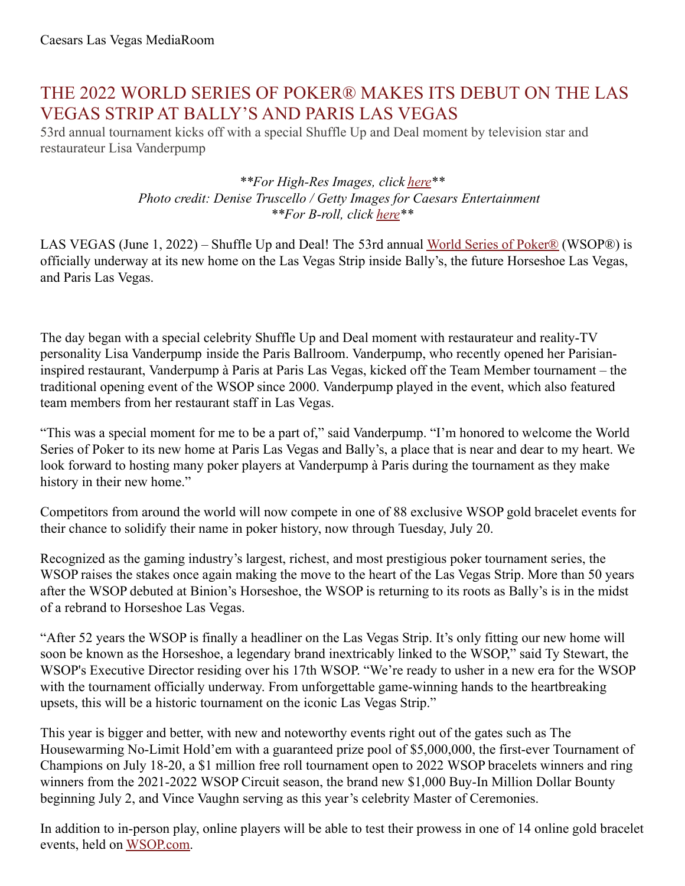Caesars Las Vegas MediaRoom

# THE 2022 WORLD SERIES OF POKER® MAKES ITS DEBUT ON THE LAS VEGAS STRIP AT BALLY'S AND PARIS LAS VEGAS

53rd annual tournament kicks off with a special Shuffle Up and Deal moment by television star and restaurateur Lisa Vanderpump

*\*\*For High-Res Images, click here\*\**
*Photo credit: Denise Truscello / Getty Images for Caesars Entertainment*
*\*\*For B-roll, click here\*\**

LAS VEGAS (June 1, 2022) – Shuffle Up and Deal! The 53rd annual World Series of Poker® (WSOP®) is officially underway at its new home on the Las Vegas Strip inside Bally's, the future Horseshoe Las Vegas, and Paris Las Vegas.

The day began with a special celebrity Shuffle Up and Deal moment with restaurateur and reality-TV personality Lisa Vanderpump inside the Paris Ballroom. Vanderpump, who recently opened her Parisian-inspired restaurant, Vanderpump à Paris at Paris Las Vegas, kicked off the Team Member tournament – the traditional opening event of the WSOP since 2000. Vanderpump played in the event, which also featured team members from her restaurant staff in Las Vegas.

"This was a special moment for me to be a part of," said Vanderpump. "I'm honored to welcome the World Series of Poker to its new home at Paris Las Vegas and Bally's, a place that is near and dear to my heart. We look forward to hosting many poker players at Vanderpump à Paris during the tournament as they make history in their new home."

Competitors from around the world will now compete in one of 88 exclusive WSOP gold bracelet events for their chance to solidify their name in poker history, now through Tuesday, July 20.

Recognized as the gaming industry's largest, richest, and most prestigious poker tournament series, the WSOP raises the stakes once again making the move to the heart of the Las Vegas Strip. More than 50 years after the WSOP debuted at Binion's Horseshoe, the WSOP is returning to its roots as Bally's is in the midst of a rebrand to Horseshoe Las Vegas.

"After 52 years the WSOP is finally a headliner on the Las Vegas Strip. It's only fitting our new home will soon be known as the Horseshoe, a legendary brand inextricably linked to the WSOP," said Ty Stewart, the WSOP's Executive Director residing over his 17th WSOP. "We're ready to usher in a new era for the WSOP with the tournament officially underway. From unforgettable game-winning hands to the heartbreaking upsets, this will be a historic tournament on the iconic Las Vegas Strip."

This year is bigger and better, with new and noteworthy events right out of the gates such as The Housewarming No-Limit Hold'em with a guaranteed prize pool of $5,000,000, the first-ever Tournament of Champions on July 18-20, a $1 million free roll tournament open to 2022 WSOP bracelets winners and ring winners from the 2021-2022 WSOP Circuit season, the brand new $1,000 Buy-In Million Dollar Bounty beginning July 2, and Vince Vaughn serving as this year's celebrity Master of Ceremonies.

In addition to in-person play, online players will be able to test their prowess in one of 14 online gold bracelet events, held on WSOP.com.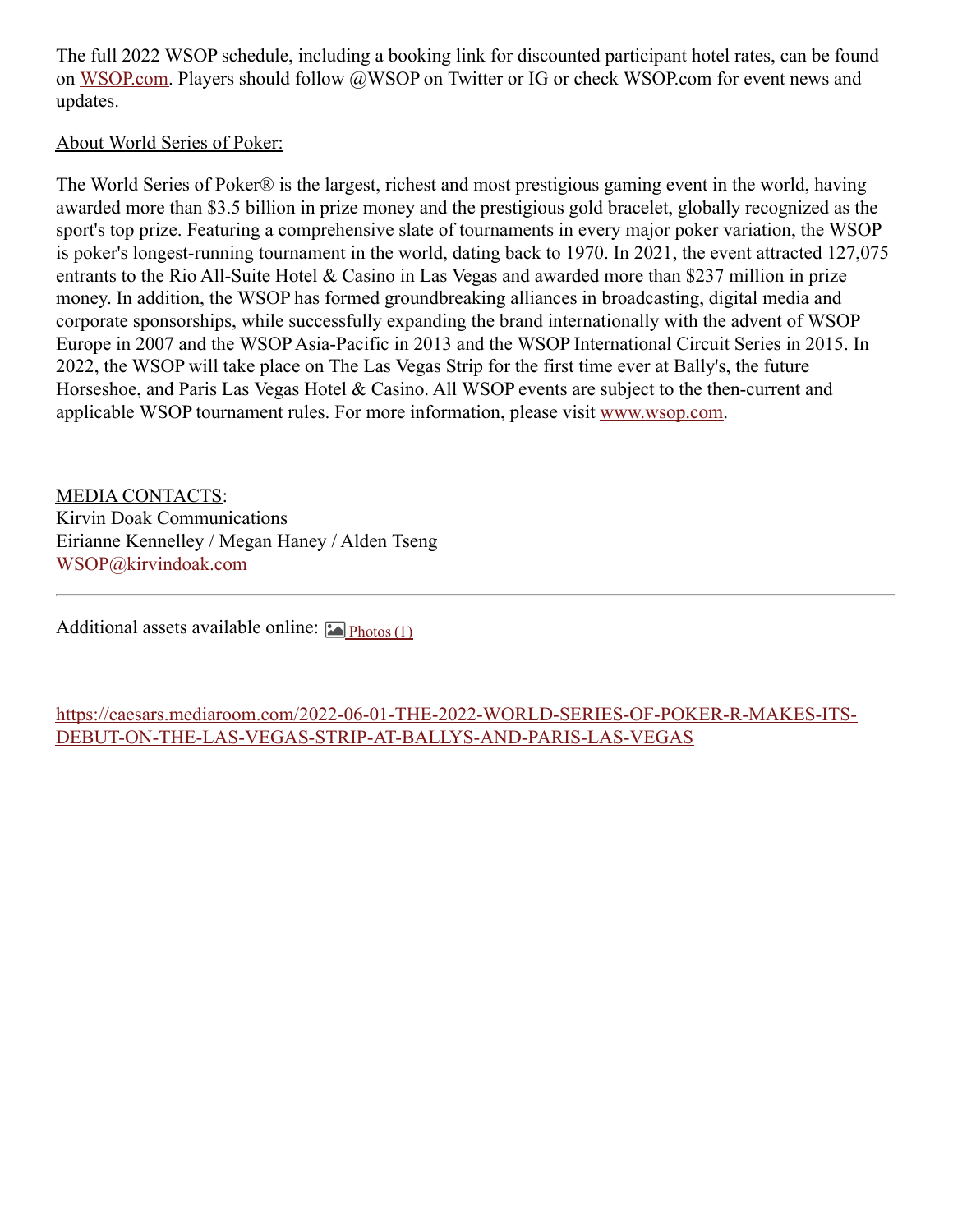The full 2022 WSOP schedule, including a booking link for discounted participant hotel rates, can be found on WSOP.com. Players should follow @WSOP on Twitter or IG or check WSOP.com for event news and updates.

About World Series of Poker:

The World Series of Poker® is the largest, richest and most prestigious gaming event in the world, having awarded more than $3.5 billion in prize money and the prestigious gold bracelet, globally recognized as the sport's top prize. Featuring a comprehensive slate of tournaments in every major poker variation, the WSOP is poker's longest-running tournament in the world, dating back to 1970. In 2021, the event attracted 127,075 entrants to the Rio All-Suite Hotel & Casino in Las Vegas and awarded more than $237 million in prize money. In addition, the WSOP has formed groundbreaking alliances in broadcasting, digital media and corporate sponsorships, while successfully expanding the brand internationally with the advent of WSOP Europe in 2007 and the WSOP Asia-Pacific in 2013 and the WSOP International Circuit Series in 2015. In 2022, the WSOP will take place on The Las Vegas Strip for the first time ever at Bally's, the future Horseshoe, and Paris Las Vegas Hotel & Casino. All WSOP events are subject to the then-current and applicable WSOP tournament rules. For more information, please visit www.wsop.com.

MEDIA CONTACTS:
Kirvin Doak Communications
Eirianne Kennelley / Megan Haney / Alden Tseng
WSOP@kirvindoak.com

---

Additional assets available online: Photos (1)

https://caesars.mediaroom.com/2022-06-01-THE-2022-WORLD-SERIES-OF-POKER-R-MAKES-ITS-DEBUT-ON-THE-LAS-VEGAS-STRIP-AT-BALLYS-AND-PARIS-LAS-VEGAS